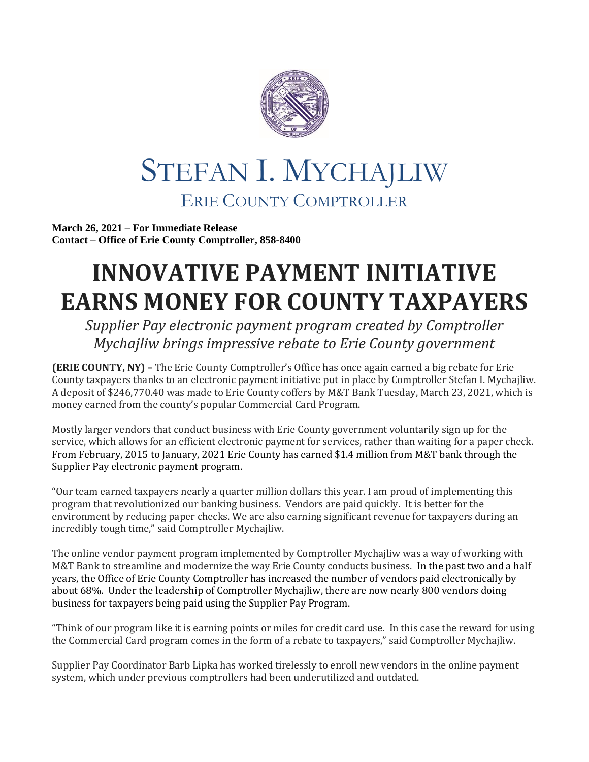# STEFAN I. MYCHAJLIW

## ERIE COUNTY COMPTROLLER

**March 26, 2021 – For Immediate Release**
**Contact – Office of Erie County Comptroller, 858-8400**

# INNOVATIVE PAYMENT INITIATIVE EARNS MONEY FOR COUNTY TAXPAYERS

*Supplier Pay electronic payment program created by Comptroller Mychajliw brings impressive rebate to Erie County government*

**(ERIE COUNTY, NY) –** The Erie County Comptroller's Office has once again earned a big rebate for Erie County taxpayers thanks to an electronic payment initiative put in place by Comptroller Stefan I. Mychajliw. A deposit of $246,770.40 was made to Erie County coffers by M&T Bank Tuesday, March 23, 2021, which is money earned from the county's popular Commercial Card Program.

Mostly larger vendors that conduct business with Erie County government voluntarily sign up for the service, which allows for an efficient electronic payment for services, rather than waiting for a paper check. From February, 2015 to January, 2021 Erie County has earned $1.4 million from M&T bank through the Supplier Pay electronic payment program.

"Our team earned taxpayers nearly a quarter million dollars this year. I am proud of implementing this program that revolutionized our banking business. Vendors are paid quickly. It is better for the environment by reducing paper checks. We are also earning significant revenue for taxpayers during an incredibly tough time," said Comptroller Mychajliw.

The online vendor payment program implemented by Comptroller Mychajliw was a way of working with M&T Bank to streamline and modernize the way Erie County conducts business. In the past two and a half years, the Office of Erie County Comptroller has increased the number of vendors paid electronically by about 68%. Under the leadership of Comptroller Mychajliw, there are now nearly 800 vendors doing business for taxpayers being paid using the Supplier Pay Program.

"Think of our program like it is earning points or miles for credit card use. In this case the reward for using the Commercial Card program comes in the form of a rebate to taxpayers," said Comptroller Mychajliw.

Supplier Pay Coordinator Barb Lipka has worked tirelessly to enroll new vendors in the online payment system, which under previous comptrollers had been underutilized and outdated.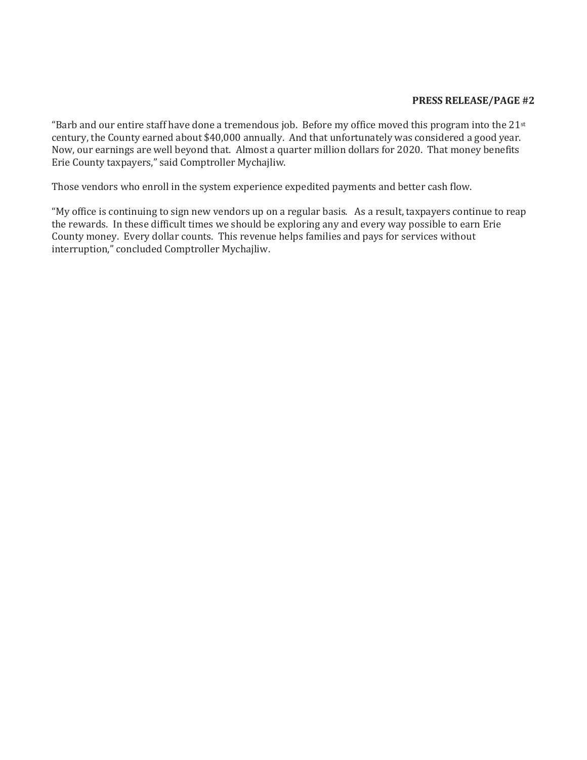"Barb and our entire staff have done a tremendous job. Before my office moved this program into the 21st century, the County earned about $40,000 annually. And that unfortunately was considered a good year. Now, our earnings are well beyond that. Almost a quarter million dollars for 2020. That money benefits Erie County taxpayers," said Comptroller Mychajliw.

Those vendors who enroll in the system experience expedited payments and better cash flow.

"My office is continuing to sign new vendors up on a regular basis. As a result, taxpayers continue to reap the rewards. In these difficult times we should be exploring any and every way possible to earn Erie County money. Every dollar counts. This revenue helps families and pays for services without interruption," concluded Comptroller Mychajliw.